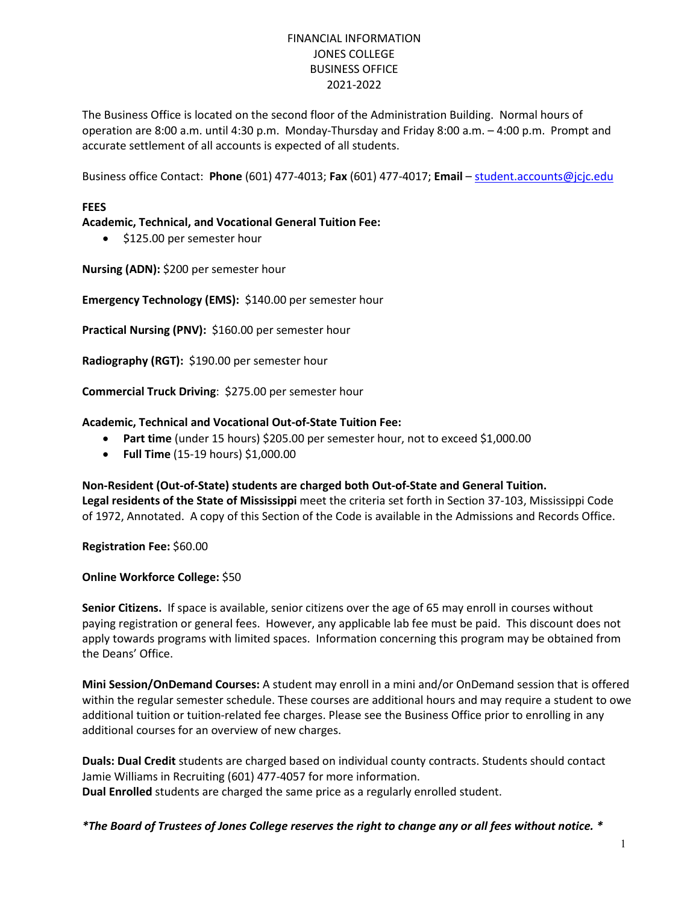# FINANCIAL INFORMATION
# JONES COLLEGE
# BUSINESS OFFICE
# 2021-2022

The Business Office is located on the second floor of the Administration Building. Normal hours of operation are 8:00 a.m. until 4:30 p.m. Monday-Thursday and Friday 8:00 a.m. – 4:00 p.m. Prompt and accurate settlement of all accounts is expected of all students.

Business office Contact: **Phone** (601) 477-4013; **Fax** (601) 477-4017; **Email** – student.accounts@jcjc.edu

## FEES

**Academic, Technical, and Vocational General Tuition Fee:**

- $125.00 per semester hour

**Nursing (ADN):** $200 per semester hour

**Emergency Technology (EMS):** $140.00 per semester hour

**Practical Nursing (PNV):** $160.00 per semester hour

**Radiography (RGT):** $190.00 per semester hour

**Commercial Truck Driving**: $275.00 per semester hour

**Academic, Technical and Vocational Out-of-State Tuition Fee:**

- **Part time** (under 15 hours) $205.00 per semester hour, not to exceed $1,000.00
- **Full Time** (15-19 hours) $1,000.00

**Non-Resident (Out-of-State) students are charged both Out-of-State and General Tuition.**
**Legal residents of the State of Mississippi** meet the criteria set forth in Section 37-103, Mississippi Code of 1972, Annotated. A copy of this Section of the Code is available in the Admissions and Records Office.

**Registration Fee:** $60.00

**Online Workforce College:** $50

**Senior Citizens.** If space is available, senior citizens over the age of 65 may enroll in courses without paying registration or general fees. However, any applicable lab fee must be paid. This discount does not apply towards programs with limited spaces. Information concerning this program may be obtained from the Deans' Office.

**Mini Session/OnDemand Courses:** A student may enroll in a mini and/or OnDemand session that is offered within the regular semester schedule. These courses are additional hours and may require a student to owe additional tuition or tuition-related fee charges. Please see the Business Office prior to enrolling in any additional courses for an overview of new charges.

**Duals: Dual Credit** students are charged based on individual county contracts. Students should contact Jamie Williams in Recruiting (601) 477-4057 for more information.
**Dual Enrolled** students are charged the same price as a regularly enrolled student.

***The Board of Trustees of Jones College reserves the right to change any or all fees without notice.***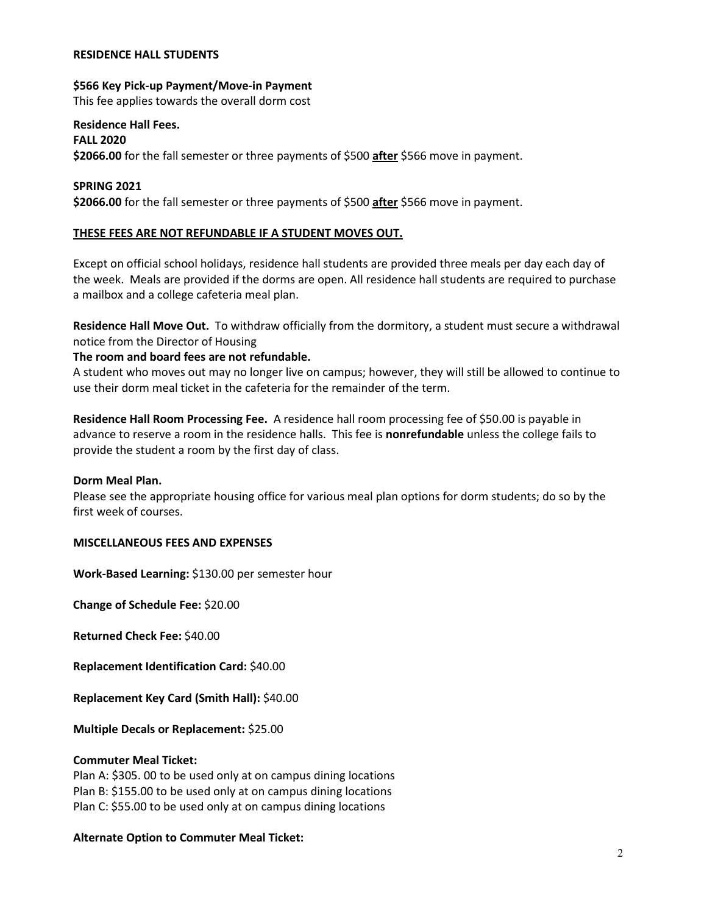**RESIDENCE HALL STUDENTS**

**$566 Key Pick-up Payment/Move-in Payment**
This fee applies towards the overall dorm cost

**Residence Hall Fees.**
**FALL 2020**
**$2066.00** for the fall semester or three payments of $500 **after** $566 move in payment.

**SPRING 2021**
**$2066.00** for the fall semester or three payments of $500 **after** $566 move in payment.

**THESE FEES ARE NOT REFUNDABLE IF A STUDENT MOVES OUT.**

Except on official school holidays, residence hall students are provided three meals per day each day of the week. Meals are provided if the dorms are open. All residence hall students are required to purchase a mailbox and a college cafeteria meal plan.

**Residence Hall Move Out.** To withdraw officially from the dormitory, a student must secure a withdrawal notice from the Director of Housing
**The room and board fees are not refundable.**
A student who moves out may no longer live on campus; however, they will still be allowed to continue to use their dorm meal ticket in the cafeteria for the remainder of the term.

**Residence Hall Room Processing Fee.** A residence hall room processing fee of $50.00 is payable in advance to reserve a room in the residence halls. This fee is **nonrefundable** unless the college fails to provide the student a room by the first day of class.

**Dorm Meal Plan.**
Please see the appropriate housing office for various meal plan options for dorm students; do so by the first week of courses.

**MISCELLANEOUS FEES AND EXPENSES**

**Work-Based Learning:** $130.00 per semester hour

**Change of Schedule Fee:** $20.00

**Returned Check Fee:** $40.00

**Replacement Identification Card:** $40.00

**Replacement Key Card (Smith Hall):** $40.00

**Multiple Decals or Replacement:** $25.00

**Commuter Meal Ticket:**
Plan A: $305. 00 to be used only at on campus dining locations
Plan B: $155.00 to be used only at on campus dining locations
Plan C: $55.00 to be used only at on campus dining locations

**Alternate Option to Commuter Meal Ticket:**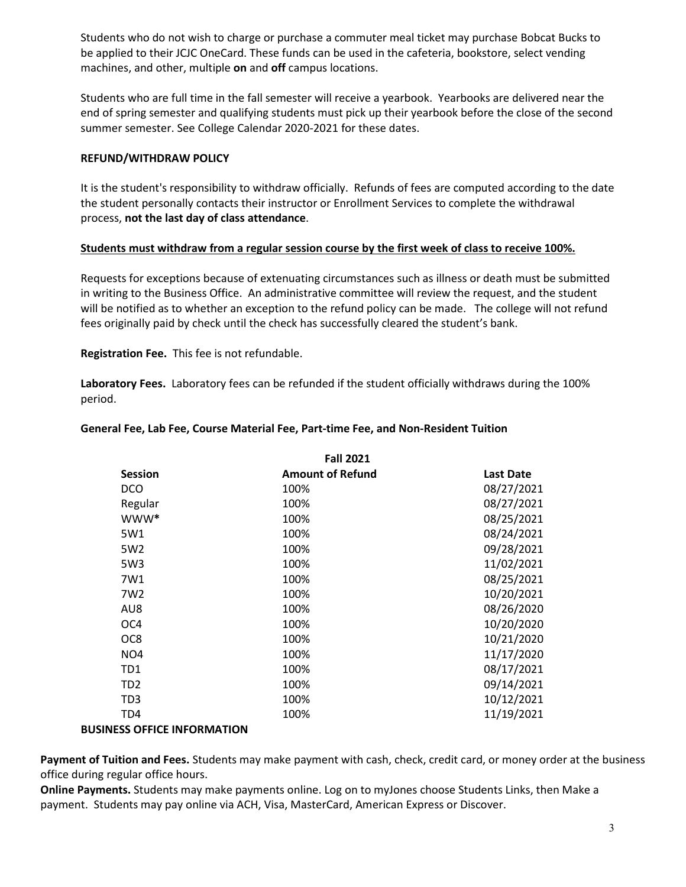Students who do not wish to charge or purchase a commuter meal ticket may purchase Bobcat Bucks to be applied to their JCJC OneCard. These funds can be used in the cafeteria, bookstore, select vending machines, and other, multiple **on** and **off** campus locations.

Students who are full time in the fall semester will receive a yearbook. Yearbooks are delivered near the end of spring semester and qualifying students must pick up their yearbook before the close of the second summer semester. See College Calendar 2020-2021 for these dates.

### REFUND/WITHDRAW POLICY

It is the student's responsibility to withdraw officially. Refunds of fees are computed according to the date the student personally contacts their instructor or Enrollment Services to complete the withdrawal process, **not the last day of class attendance**.

**Students must withdraw from a regular session course by the first week of class to receive 100%.**

Requests for exceptions because of extenuating circumstances such as illness or death must be submitted in writing to the Business Office. An administrative committee will review the request, and the student will be notified as to whether an exception to the refund policy can be made. The college will not refund fees originally paid by check until the check has successfully cleared the student's bank.

**Registration Fee.** This fee is not refundable.

**Laboratory Fees.** Laboratory fees can be refunded if the student officially withdraws during the 100% period.

**General Fee, Lab Fee, Course Material Fee, Part-time Fee, and Non-Resident Tuition**

| | Fall 2021 | |
|---|---|---|
| **Session** | **Amount of Refund** | **Last Date** |
| DCO | 100% | 08/27/2021 |
| Regular | 100% | 08/27/2021 |
| WWW* | 100% | 08/25/2021 |
| 5W1 | 100% | 08/24/2021 |
| 5W2 | 100% | 09/28/2021 |
| 5W3 | 100% | 11/02/2021 |
| 7W1 | 100% | 08/25/2021 |
| 7W2 | 100% | 10/20/2021 |
| AU8 | 100% | 08/26/2020 |
| OC4 | 100% | 10/20/2020 |
| OC8 | 100% | 10/21/2020 |
| NO4 | 100% | 11/17/2020 |
| TD1 | 100% | 08/17/2021 |
| TD2 | 100% | 09/14/2021 |
| TD3 | 100% | 10/12/2021 |
| TD4 | 100% | 11/19/2021 |

### BUSINESS OFFICE INFORMATION

**Payment of Tuition and Fees.** Students may make payment with cash, check, credit card, or money order at the business office during regular office hours.

**Online Payments.** Students may make payments online. Log on to myJones choose Students Links, then Make a payment. Students may pay online via ACH, Visa, MasterCard, American Express or Discover.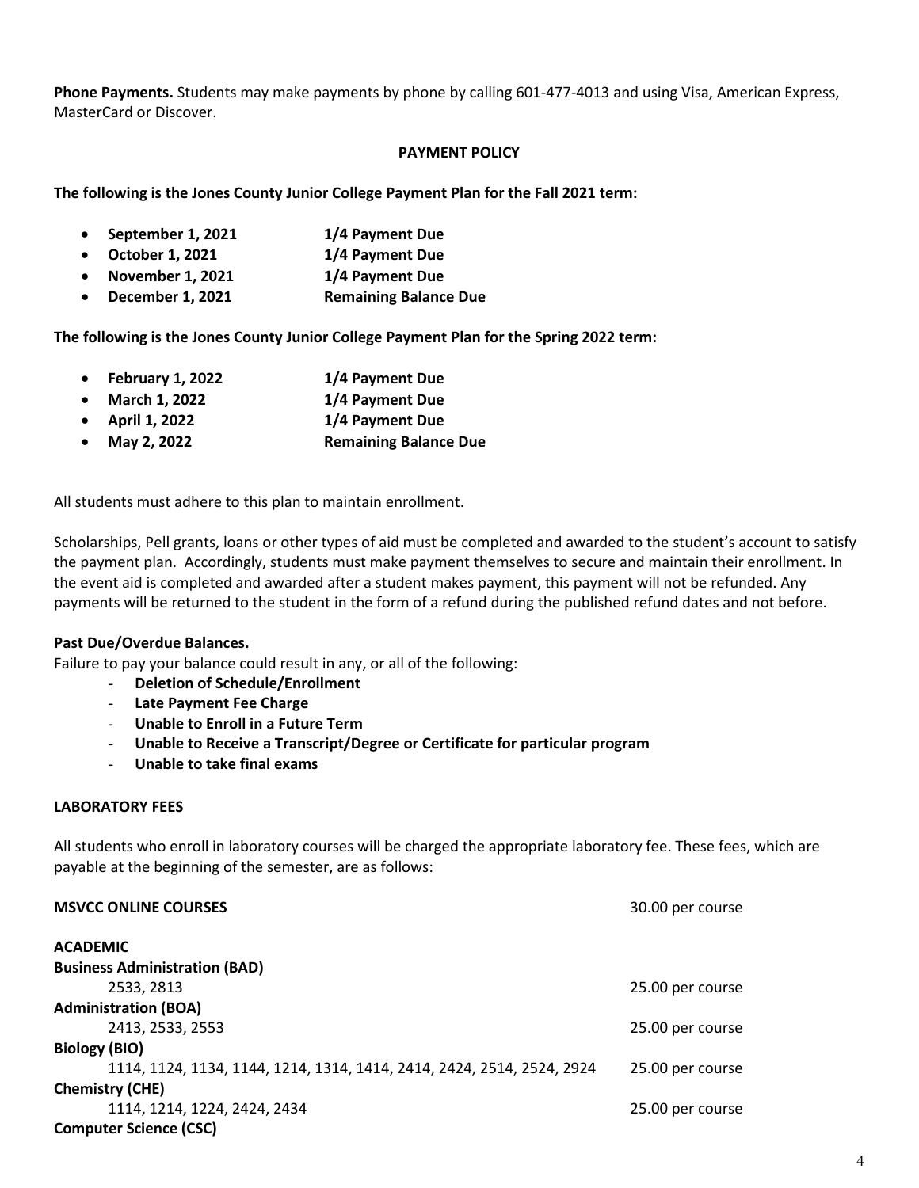**Phone Payments.** Students may make payments by phone by calling 601-477-4013 and using Visa, American Express, MasterCard or Discover.

## PAYMENT POLICY

**The following is the Jones County Junior College Payment Plan for the Fall 2021 term:**

- **September 1, 2021** — **1/4 Payment Due**
- **October 1, 2021** — **1/4 Payment Due**
- **November 1, 2021** — **1/4 Payment Due**
- **December 1, 2021** — **Remaining Balance Due**

**The following is the Jones County Junior College Payment Plan for the Spring 2022 term:**

- **February 1, 2022** — **1/4 Payment Due**
- **March 1, 2022** — **1/4 Payment Due**
- **April 1, 2022** — **1/4 Payment Due**
- **May 2, 2022** — **Remaining Balance Due**

All students must adhere to this plan to maintain enrollment.

Scholarships, Pell grants, loans or other types of aid must be completed and awarded to the student's account to satisfy the payment plan. Accordingly, students must make payment themselves to secure and maintain their enrollment. In the event aid is completed and awarded after a student makes payment, this payment will not be refunded. Any payments will be returned to the student in the form of a refund during the published refund dates and not before.

**Past Due/Overdue Balances.**

Failure to pay your balance could result in any, or all of the following:

- **Deletion of Schedule/Enrollment**
- **Late Payment Fee Charge**
- **Unable to Enroll in a Future Term**
- **Unable to Receive a Transcript/Degree or Certificate for particular program**
- **Unable to take final exams**

### LABORATORY FEES

All students who enroll in laboratory courses will be charged the appropriate laboratory fee. These fees, which are payable at the beginning of the semester, are as follows:

| Course | Fee |
|---|---|
| **MSVCC ONLINE COURSES** | 30.00 per course |
| **ACADEMIC** | |
| **Business Administration (BAD)** | |
| 2533, 2813 | 25.00 per course |
| **Administration (BOA)** | |
| 2413, 2533, 2553 | 25.00 per course |
| **Biology (BIO)** | |
| 1114, 1124, 1134, 1144, 1214, 1314, 1414, 2414, 2424, 2514, 2524, 2924 | 25.00 per course |
| **Chemistry (CHE)** | |
| 1114, 1214, 1224, 2424, 2434 | 25.00 per course |
| **Computer Science (CSC)** | |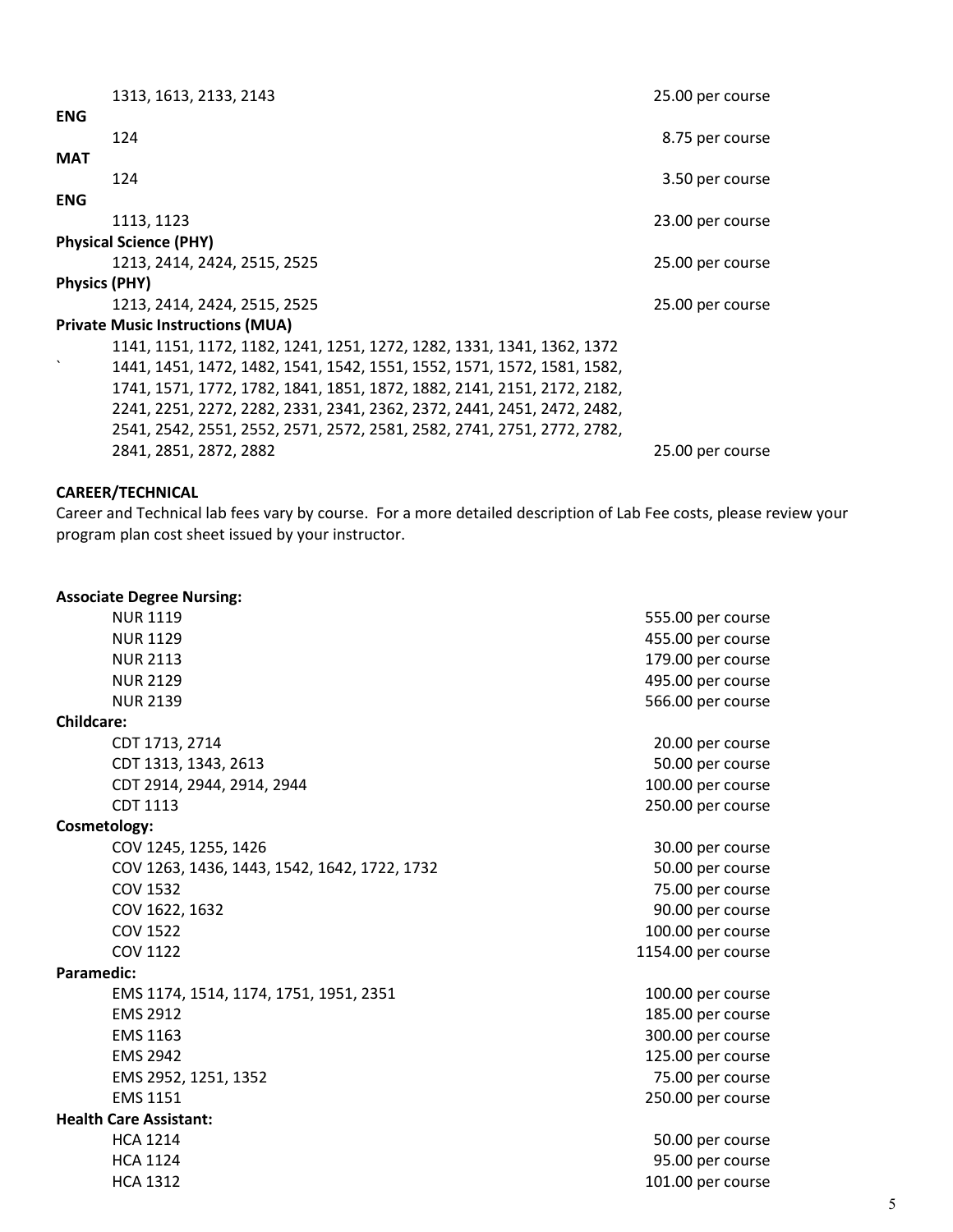| | |
|---|---|
| 1313, 1613, 2133, 2143 | 25.00 per course |
| **ENG** | |
| 124 | 8.75 per course |
| **MAT** | |
| 124 | 3.50 per course |
| **ENG** | |
| 1113, 1123 | 23.00 per course |
| **Physical Science (PHY)** | |
| 1213, 2414, 2424, 2515, 2525 | 25.00 per course |
| **Physics (PHY)** | |
| 1213, 2414, 2424, 2515, 2525 | 25.00 per course |
| **Private Music Instructions (MUA)** | |
| 1141, 1151, 1172, 1182, 1241, 1251, 1272, 1282, 1331, 1341, 1362, 1372 1441, 1451, 1472, 1482, 1541, 1542, 1551, 1552, 1571, 1572, 1581, 1582, 1741, 1571, 1772, 1782, 1841, 1851, 1872, 1882, 2141, 2151, 2172, 2182, 2241, 2251, 2272, 2282, 2331, 2341, 2362, 2372, 2441, 2451, 2472, 2482, 2541, 2542, 2551, 2552, 2571, 2572, 2581, 2582, 2741, 2751, 2772, 2782, 2841, 2851, 2872, 2882 | 25.00 per course |

**CAREER/TECHNICAL**

Career and Technical lab fees vary by course. For a more detailed description of Lab Fee costs, please review your program plan cost sheet issued by your instructor.

| | |
|---|---|
| **Associate Degree Nursing:** | |
| NUR 1119 | 555.00 per course |
| NUR 1129 | 455.00 per course |
| NUR 2113 | 179.00 per course |
| NUR 2129 | 495.00 per course |
| NUR 2139 | 566.00 per course |
| **Childcare:** | |
| CDT 1713, 2714 | 20.00 per course |
| CDT 1313, 1343, 2613 | 50.00 per course |
| CDT 2914, 2944, 2914, 2944 | 100.00 per course |
| CDT 1113 | 250.00 per course |
| **Cosmetology:** | |
| COV 1245, 1255, 1426 | 30.00 per course |
| COV 1263, 1436, 1443, 1542, 1642, 1722, 1732 | 50.00 per course |
| COV 1532 | 75.00 per course |
| COV 1622, 1632 | 90.00 per course |
| COV 1522 | 100.00 per course |
| COV 1122 | 1154.00 per course |
| **Paramedic:** | |
| EMS 1174, 1514, 1174, 1751, 1951, 2351 | 100.00 per course |
| EMS 2912 | 185.00 per course |
| EMS 1163 | 300.00 per course |
| EMS 2942 | 125.00 per course |
| EMS 2952, 1251, 1352 | 75.00 per course |
| EMS 1151 | 250.00 per course |
| **Health Care Assistant:** | |
| HCA 1214 | 50.00 per course |
| HCA 1124 | 95.00 per course |
| HCA 1312 | 101.00 per course |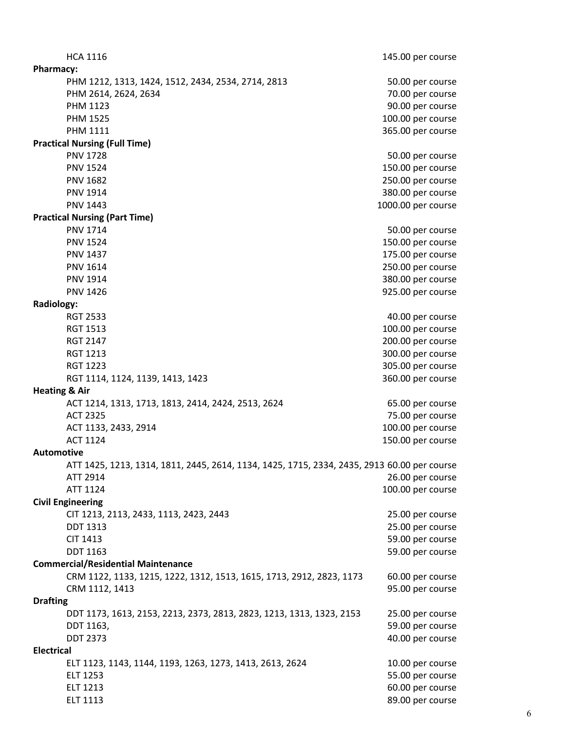HCA 1116 — 145.00 per course

**Pharmacy:**

| Course | Fee |
|---|---|
| PHM 1212, 1313, 1424, 1512, 2434, 2534, 2714, 2813 | 50.00 per course |
| PHM 2614, 2624, 2634 | 70.00 per course |
| PHM 1123 | 90.00 per course |
| PHM 1525 | 100.00 per course |
| PHM 1111 | 365.00 per course |

**Practical Nursing (Full Time)**

| Course | Fee |
|---|---|
| PNV 1728 | 50.00 per course |
| PNV 1524 | 150.00 per course |
| PNV 1682 | 250.00 per course |
| PNV 1914 | 380.00 per course |
| PNV 1443 | 1000.00 per course |

**Practical Nursing (Part Time)**

| Course | Fee |
|---|---|
| PNV 1714 | 50.00 per course |
| PNV 1524 | 150.00 per course |
| PNV 1437 | 175.00 per course |
| PNV 1614 | 250.00 per course |
| PNV 1914 | 380.00 per course |
| PNV 1426 | 925.00 per course |

**Radiology:**

| Course | Fee |
|---|---|
| RGT 2533 | 40.00 per course |
| RGT 1513 | 100.00 per course |
| RGT 2147 | 200.00 per course |
| RGT 1213 | 300.00 per course |
| RGT 1223 | 305.00 per course |
| RGT 1114, 1124, 1139, 1413, 1423 | 360.00 per course |

**Heating & Air**

| Course | Fee |
|---|---|
| ACT 1214, 1313, 1713, 1813, 2414, 2424, 2513, 2624 | 65.00 per course |
| ACT 2325 | 75.00 per course |
| ACT 1133, 2433, 2914 | 100.00 per course |
| ACT 1124 | 150.00 per course |

**Automotive**

| Course | Fee |
|---|---|
| ATT 1425, 1213, 1314, 1811, 2445, 2614, 1134, 1425, 1715, 2334, 2435, 2913 | 60.00 per course |
| ATT 2914 | 26.00 per course |
| ATT 1124 | 100.00 per course |

**Civil Engineering**

| Course | Fee |
|---|---|
| CIT 1213, 2113, 2433, 1113, 2423, 2443 | 25.00 per course |
| DDT 1313 | 25.00 per course |
| CIT 1413 | 59.00 per course |
| DDT 1163 | 59.00 per course |

**Commercial/Residential Maintenance**

| Course | Fee |
|---|---|
| CRM 1122, 1133, 1215, 1222, 1312, 1513, 1615, 1713, 2912, 2823, 1173 | 60.00 per course |
| CRM 1112, 1413 | 95.00 per course |

**Drafting**

| Course | Fee |
|---|---|
| DDT 1173, 1613, 2153, 2213, 2373, 2813, 2823, 1213, 1313, 1323, 2153 | 25.00 per course |
| DDT 1163, | 59.00 per course |
| DDT 2373 | 40.00 per course |

**Electrical**

| Course | Fee |
|---|---|
| ELT 1123, 1143, 1144, 1193, 1263, 1273, 1413, 2613, 2624 | 10.00 per course |
| ELT 1253 | 55.00 per course |
| ELT 1213 | 60.00 per course |
| ELT 1113 | 89.00 per course |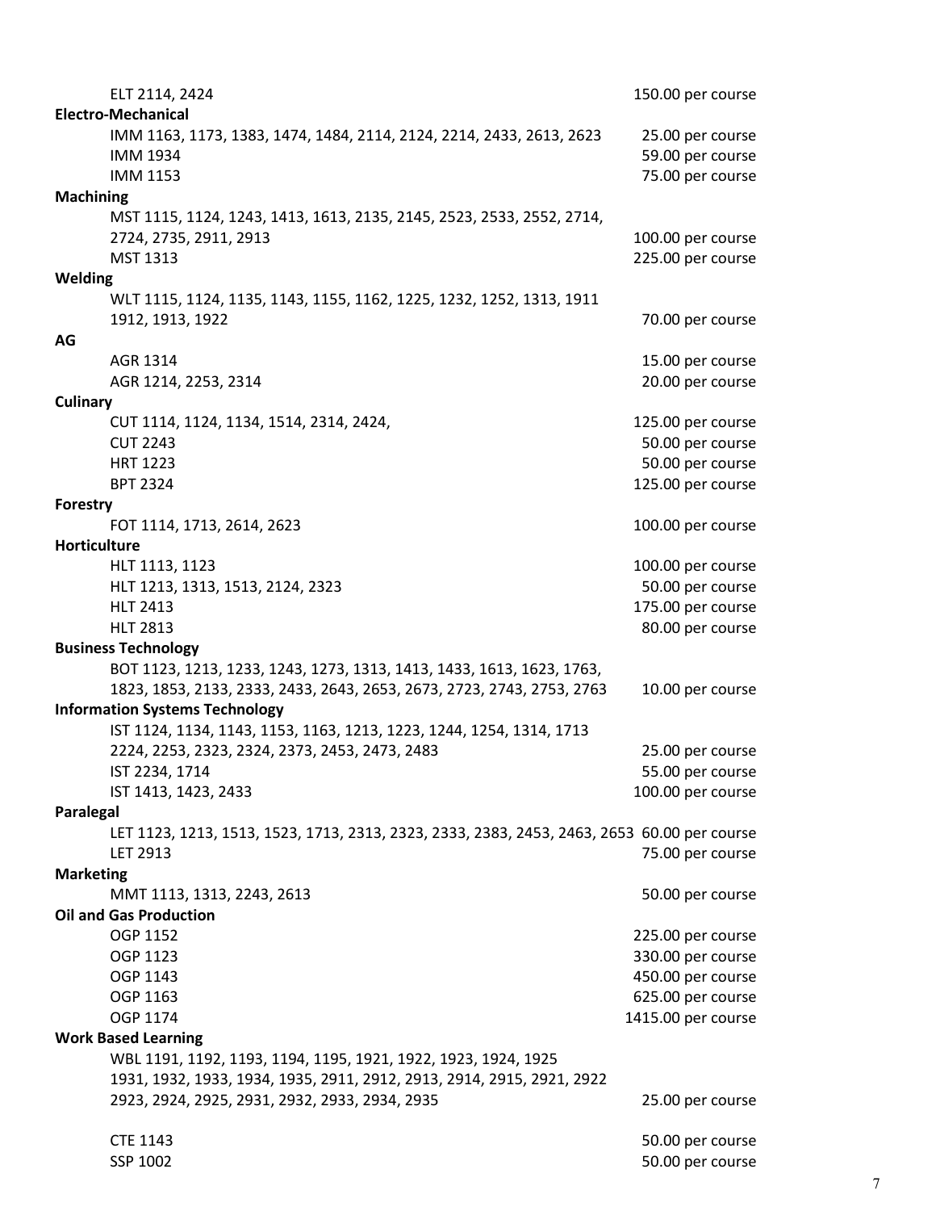| Course | Fee |
|---|---|
| ELT 2114, 2424 | 150.00 per course |
| **Electro-Mechanical** | |
| IMM 1163, 1173, 1383, 1474, 1484, 2114, 2124, 2214, 2433, 2613, 2623 | 25.00 per course |
| IMM 1934 | 59.00 per course |
| IMM 1153 | 75.00 per course |
| **Machining** | |
| MST 1115, 1124, 1243, 1413, 1613, 2135, 2145, 2523, 2533, 2552, 2714, 2724, 2735, 2911, 2913 | 100.00 per course |
| MST 1313 | 225.00 per course |
| **Welding** | |
| WLT 1115, 1124, 1135, 1143, 1155, 1162, 1225, 1232, 1252, 1313, 1911 1912, 1913, 1922 | 70.00 per course |
| **AG** | |
| AGR 1314 | 15.00 per course |
| AGR 1214, 2253, 2314 | 20.00 per course |
| **Culinary** | |
| CUT 1114, 1124, 1134, 1514, 2314, 2424, | 125.00 per course |
| CUT 2243 | 50.00 per course |
| HRT 1223 | 50.00 per course |
| BPT 2324 | 125.00 per course |
| **Forestry** | |
| FOT 1114, 1713, 2614, 2623 | 100.00 per course |
| **Horticulture** | |
| HLT 1113, 1123 | 100.00 per course |
| HLT 1213, 1313, 1513, 2124, 2323 | 50.00 per course |
| HLT 2413 | 175.00 per course |
| HLT 2813 | 80.00 per course |
| **Business Technology** | |
| BOT 1123, 1213, 1233, 1243, 1273, 1313, 1413, 1433, 1613, 1623, 1763, 1823, 1853, 2133, 2333, 2433, 2643, 2653, 2673, 2723, 2743, 2753, 2763 | 10.00 per course |
| **Information Systems Technology** | |
| IST 1124, 1134, 1143, 1153, 1163, 1213, 1223, 1244, 1254, 1314, 1713 2224, 2253, 2323, 2324, 2373, 2453, 2473, 2483 | 25.00 per course |
| IST 2234, 1714 | 55.00 per course |
| IST 1413, 1423, 2433 | 100.00 per course |
| **Paralegal** | |
| LET 1123, 1213, 1513, 1523, 1713, 2313, 2323, 2333, 2383, 2453, 2463, 2653 | 60.00 per course |
| LET 2913 | 75.00 per course |
| **Marketing** | |
| MMT 1113, 1313, 2243, 2613 | 50.00 per course |
| **Oil and Gas Production** | |
| OGP 1152 | 225.00 per course |
| OGP 1123 | 330.00 per course |
| OGP 1143 | 450.00 per course |
| OGP 1163 | 625.00 per course |
| OGP 1174 | 1415.00 per course |
| **Work Based Learning** | |
| WBL 1191, 1192, 1193, 1194, 1195, 1921, 1922, 1923, 1924, 1925 1931, 1932, 1933, 1934, 1935, 2911, 2912, 2913, 2914, 2915, 2921, 2922 2923, 2924, 2925, 2931, 2932, 2933, 2934, 2935 | 25.00 per course |
| CTE 1143 | 50.00 per course |
| SSP 1002 | 50.00 per course |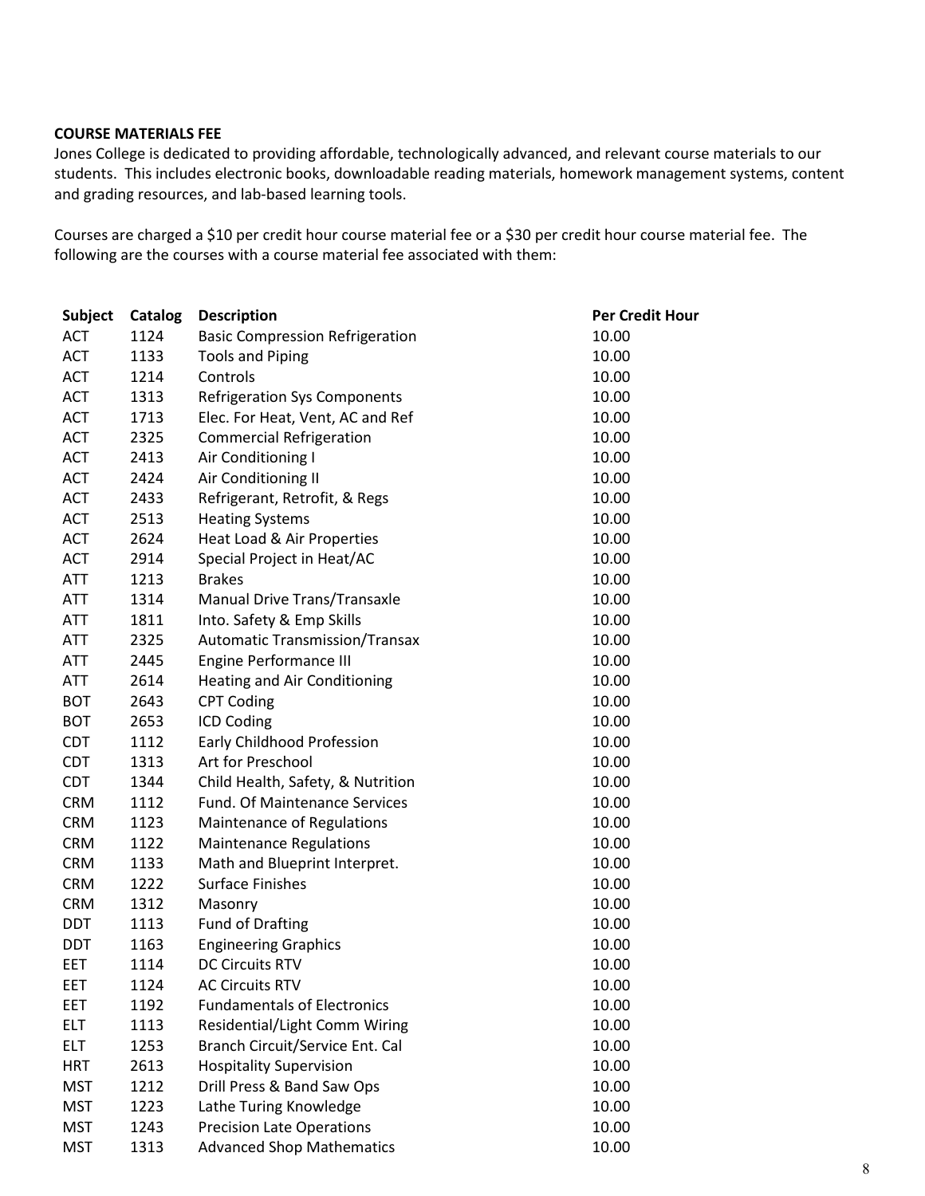**COURSE MATERIALS FEE**

Jones College is dedicated to providing affordable, technologically advanced, and relevant course materials to our students. This includes electronic books, downloadable reading materials, homework management systems, content and grading resources, and lab-based learning tools.

Courses are charged a $10 per credit hour course material fee or a $30 per credit hour course material fee. The following are the courses with a course material fee associated with them:

| Subject | Catalog | Description | Per Credit Hour |
|---|---|---|---|
| ACT | 1124 | Basic Compression Refrigeration | 10.00 |
| ACT | 1133 | Tools and Piping | 10.00 |
| ACT | 1214 | Controls | 10.00 |
| ACT | 1313 | Refrigeration Sys Components | 10.00 |
| ACT | 1713 | Elec. For Heat, Vent, AC and Ref | 10.00 |
| ACT | 2325 | Commercial Refrigeration | 10.00 |
| ACT | 2413 | Air Conditioning I | 10.00 |
| ACT | 2424 | Air Conditioning II | 10.00 |
| ACT | 2433 | Refrigerant, Retrofit, & Regs | 10.00 |
| ACT | 2513 | Heating Systems | 10.00 |
| ACT | 2624 | Heat Load & Air Properties | 10.00 |
| ACT | 2914 | Special Project in Heat/AC | 10.00 |
| ATT | 1213 | Brakes | 10.00 |
| ATT | 1314 | Manual Drive Trans/Transaxle | 10.00 |
| ATT | 1811 | Into. Safety & Emp Skills | 10.00 |
| ATT | 2325 | Automatic Transmission/Transax | 10.00 |
| ATT | 2445 | Engine Performance III | 10.00 |
| ATT | 2614 | Heating and Air Conditioning | 10.00 |
| BOT | 2643 | CPT Coding | 10.00 |
| BOT | 2653 | ICD Coding | 10.00 |
| CDT | 1112 | Early Childhood Profession | 10.00 |
| CDT | 1313 | Art for Preschool | 10.00 |
| CDT | 1344 | Child Health, Safety, & Nutrition | 10.00 |
| CRM | 1112 | Fund. Of Maintenance Services | 10.00 |
| CRM | 1123 | Maintenance of Regulations | 10.00 |
| CRM | 1122 | Maintenance Regulations | 10.00 |
| CRM | 1133 | Math and Blueprint Interpret. | 10.00 |
| CRM | 1222 | Surface Finishes | 10.00 |
| CRM | 1312 | Masonry | 10.00 |
| DDT | 1113 | Fund of Drafting | 10.00 |
| DDT | 1163 | Engineering Graphics | 10.00 |
| EET | 1114 | DC Circuits RTV | 10.00 |
| EET | 1124 | AC Circuits RTV | 10.00 |
| EET | 1192 | Fundamentals of Electronics | 10.00 |
| ELT | 1113 | Residential/Light Comm Wiring | 10.00 |
| ELT | 1253 | Branch Circuit/Service Ent. Cal | 10.00 |
| HRT | 2613 | Hospitality Supervision | 10.00 |
| MST | 1212 | Drill Press & Band Saw Ops | 10.00 |
| MST | 1223 | Lathe Turing Knowledge | 10.00 |
| MST | 1243 | Precision Late Operations | 10.00 |
| MST | 1313 | Advanced Shop Mathematics | 10.00 |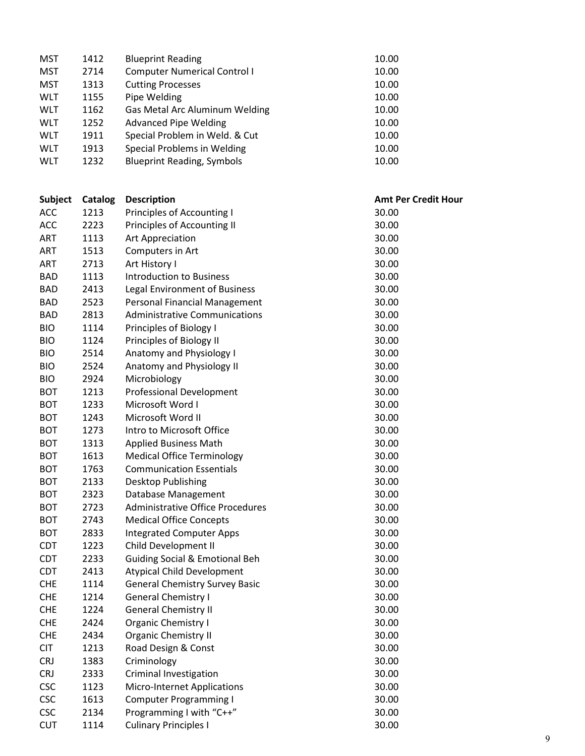| | | | |
|---|---|---|---|
| MST | 1412 | Blueprint Reading | 10.00 |
| MST | 2714 | Computer Numerical Control I | 10.00 |
| MST | 1313 | Cutting Processes | 10.00 |
| WLT | 1155 | Pipe Welding | 10.00 |
| WLT | 1162 | Gas Metal Arc Aluminum Welding | 10.00 |
| WLT | 1252 | Advanced Pipe Welding | 10.00 |
| WLT | 1911 | Special Problem in Weld. & Cut | 10.00 |
| WLT | 1913 | Special Problems in Welding | 10.00 |
| WLT | 1232 | Blueprint Reading, Symbols | 10.00 |

| **Subject** | **Catalog** | **Description** | **Amt Per Credit Hour** |
|---|---|---|---|
| ACC | 1213 | Principles of Accounting I | 30.00 |
| ACC | 2223 | Principles of Accounting II | 30.00 |
| ART | 1113 | Art Appreciation | 30.00 |
| ART | 1513 | Computers in Art | 30.00 |
| ART | 2713 | Art History I | 30.00 |
| BAD | 1113 | Introduction to Business | 30.00 |
| BAD | 2413 | Legal Environment of Business | 30.00 |
| BAD | 2523 | Personal Financial Management | 30.00 |
| BAD | 2813 | Administrative Communications | 30.00 |
| BIO | 1114 | Principles of Biology I | 30.00 |
| BIO | 1124 | Principles of Biology II | 30.00 |
| BIO | 2514 | Anatomy and Physiology I | 30.00 |
| BIO | 2524 | Anatomy and Physiology II | 30.00 |
| BIO | 2924 | Microbiology | 30.00 |
| BOT | 1213 | Professional Development | 30.00 |
| BOT | 1233 | Microsoft Word I | 30.00 |
| BOT | 1243 | Microsoft Word II | 30.00 |
| BOT | 1273 | Intro to Microsoft Office | 30.00 |
| BOT | 1313 | Applied Business Math | 30.00 |
| BOT | 1613 | Medical Office Terminology | 30.00 |
| BOT | 1763 | Communication Essentials | 30.00 |
| BOT | 2133 | Desktop Publishing | 30.00 |
| BOT | 2323 | Database Management | 30.00 |
| BOT | 2723 | Administrative Office Procedures | 30.00 |
| BOT | 2743 | Medical Office Concepts | 30.00 |
| BOT | 2833 | Integrated Computer Apps | 30.00 |
| CDT | 1223 | Child Development II | 30.00 |
| CDT | 2233 | Guiding Social & Emotional Beh | 30.00 |
| CDT | 2413 | Atypical Child Development | 30.00 |
| CHE | 1114 | General Chemistry Survey Basic | 30.00 |
| CHE | 1214 | General Chemistry I | 30.00 |
| CHE | 1224 | General Chemistry II | 30.00 |
| CHE | 2424 | Organic Chemistry I | 30.00 |
| CHE | 2434 | Organic Chemistry II | 30.00 |
| CIT | 1213 | Road Design & Const | 30.00 |
| CRJ | 1383 | Criminology | 30.00 |
| CRJ | 2333 | Criminal Investigation | 30.00 |
| CSC | 1123 | Micro-Internet Applications | 30.00 |
| CSC | 1613 | Computer Programming I | 30.00 |
| CSC | 2134 | Programming I with "C++" | 30.00 |
| CUT | 1114 | Culinary Principles I | 30.00 |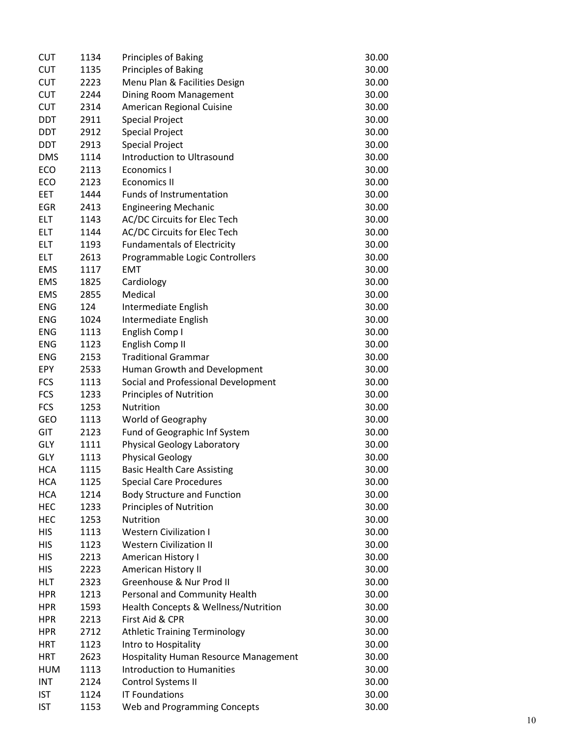| | | | |
|---|---|---|---|
| CUT | 1134 | Principles of Baking | 30.00 |
| CUT | 1135 | Principles of Baking | 30.00 |
| CUT | 2223 | Menu Plan & Facilities Design | 30.00 |
| CUT | 2244 | Dining Room Management | 30.00 |
| CUT | 2314 | American Regional Cuisine | 30.00 |
| DDT | 2911 | Special Project | 30.00 |
| DDT | 2912 | Special Project | 30.00 |
| DDT | 2913 | Special Project | 30.00 |
| DMS | 1114 | Introduction to Ultrasound | 30.00 |
| ECO | 2113 | Economics I | 30.00 |
| ECO | 2123 | Economics II | 30.00 |
| EET | 1444 | Funds of Instrumentation | 30.00 |
| EGR | 2413 | Engineering Mechanic | 30.00 |
| ELT | 1143 | AC/DC Circuits for Elec Tech | 30.00 |
| ELT | 1144 | AC/DC Circuits for Elec Tech | 30.00 |
| ELT | 1193 | Fundamentals of Electricity | 30.00 |
| ELT | 2613 | Programmable Logic Controllers | 30.00 |
| EMS | 1117 | EMT | 30.00 |
| EMS | 1825 | Cardiology | 30.00 |
| EMS | 2855 | Medical | 30.00 |
| ENG | 124 | Intermediate English | 30.00 |
| ENG | 1024 | Intermediate English | 30.00 |
| ENG | 1113 | English Comp I | 30.00 |
| ENG | 1123 | English Comp II | 30.00 |
| ENG | 2153 | Traditional Grammar | 30.00 |
| EPY | 2533 | Human Growth and Development | 30.00 |
| FCS | 1113 | Social and Professional Development | 30.00 |
| FCS | 1233 | Principles of Nutrition | 30.00 |
| FCS | 1253 | Nutrition | 30.00 |
| GEO | 1113 | World of Geography | 30.00 |
| GIT | 2123 | Fund of Geographic Inf System | 30.00 |
| GLY | 1111 | Physical Geology Laboratory | 30.00 |
| GLY | 1113 | Physical Geology | 30.00 |
| HCA | 1115 | Basic Health Care Assisting | 30.00 |
| HCA | 1125 | Special Care Procedures | 30.00 |
| HCA | 1214 | Body Structure and Function | 30.00 |
| HEC | 1233 | Principles of Nutrition | 30.00 |
| HEC | 1253 | Nutrition | 30.00 |
| HIS | 1113 | Western Civilization I | 30.00 |
| HIS | 1123 | Western Civilization II | 30.00 |
| HIS | 2213 | American History I | 30.00 |
| HIS | 2223 | American History II | 30.00 |
| HLT | 2323 | Greenhouse & Nur Prod II | 30.00 |
| HPR | 1213 | Personal and Community Health | 30.00 |
| HPR | 1593 | Health Concepts & Wellness/Nutrition | 30.00 |
| HPR | 2213 | First Aid & CPR | 30.00 |
| HPR | 2712 | Athletic Training Terminology | 30.00 |
| HRT | 1123 | Intro to Hospitality | 30.00 |
| HRT | 2623 | Hospitality Human Resource Management | 30.00 |
| HUM | 1113 | Introduction to Humanities | 30.00 |
| INT | 2124 | Control Systems II | 30.00 |
| IST | 1124 | IT Foundations | 30.00 |
| IST | 1153 | Web and Programming Concepts | 30.00 |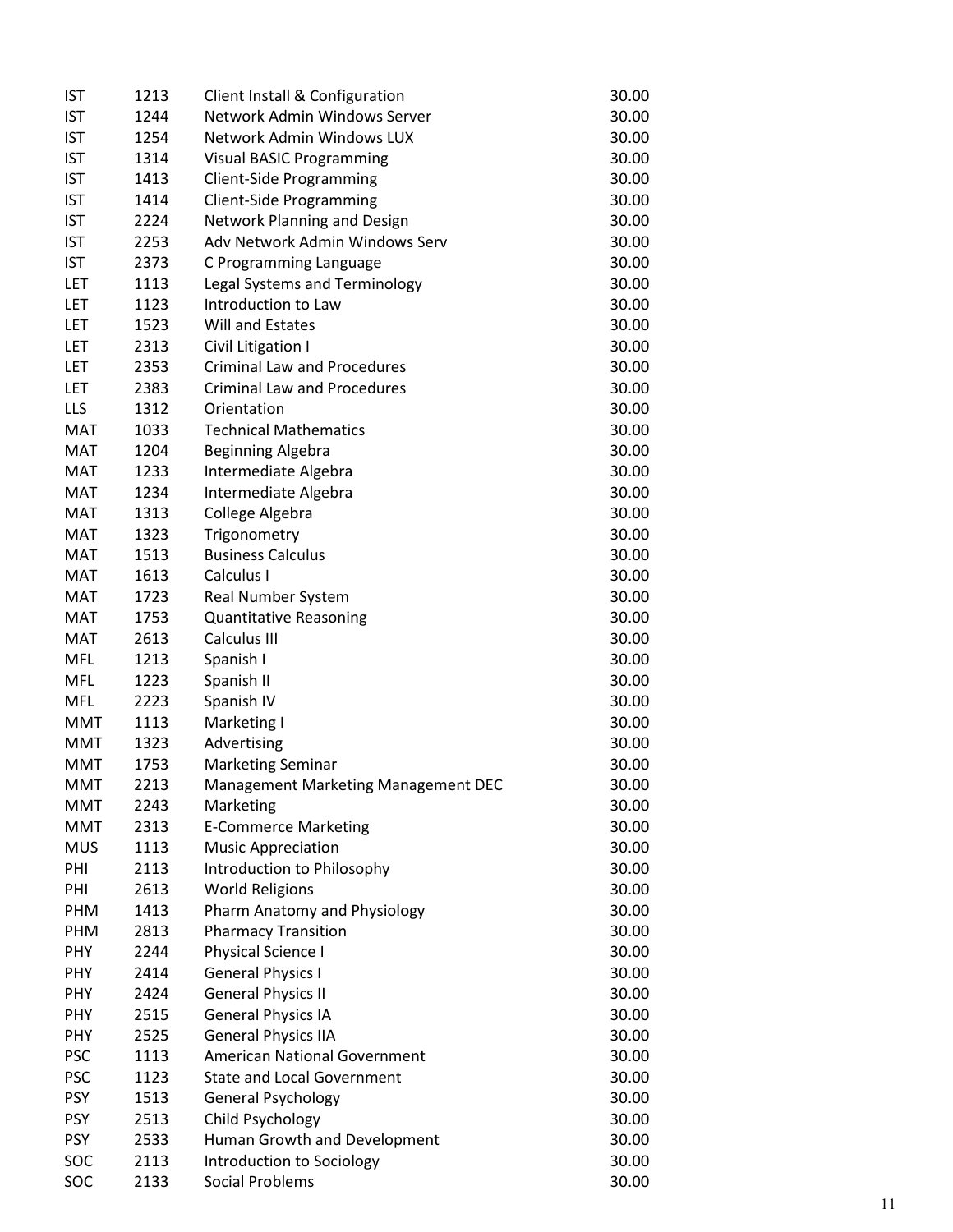| | | | |
|---|---|---|---|
| IST | 1213 | Client Install & Configuration | 30.00 |
| IST | 1244 | Network Admin Windows Server | 30.00 |
| IST | 1254 | Network Admin Windows LUX | 30.00 |
| IST | 1314 | Visual BASIC Programming | 30.00 |
| IST | 1413 | Client-Side Programming | 30.00 |
| IST | 1414 | Client-Side Programming | 30.00 |
| IST | 2224 | Network Planning and Design | 30.00 |
| IST | 2253 | Adv Network Admin Windows Serv | 30.00 |
| IST | 2373 | C Programming Language | 30.00 |
| LET | 1113 | Legal Systems and Terminology | 30.00 |
| LET | 1123 | Introduction to Law | 30.00 |
| LET | 1523 | Will and Estates | 30.00 |
| LET | 2313 | Civil Litigation I | 30.00 |
| LET | 2353 | Criminal Law and Procedures | 30.00 |
| LET | 2383 | Criminal Law and Procedures | 30.00 |
| LLS | 1312 | Orientation | 30.00 |
| MAT | 1033 | Technical Mathematics | 30.00 |
| MAT | 1204 | Beginning Algebra | 30.00 |
| MAT | 1233 | Intermediate Algebra | 30.00 |
| MAT | 1234 | Intermediate Algebra | 30.00 |
| MAT | 1313 | College Algebra | 30.00 |
| MAT | 1323 | Trigonometry | 30.00 |
| MAT | 1513 | Business Calculus | 30.00 |
| MAT | 1613 | Calculus I | 30.00 |
| MAT | 1723 | Real Number System | 30.00 |
| MAT | 1753 | Quantitative Reasoning | 30.00 |
| MAT | 2613 | Calculus III | 30.00 |
| MFL | 1213 | Spanish I | 30.00 |
| MFL | 1223 | Spanish II | 30.00 |
| MFL | 2223 | Spanish IV | 30.00 |
| MMT | 1113 | Marketing I | 30.00 |
| MMT | 1323 | Advertising | 30.00 |
| MMT | 1753 | Marketing Seminar | 30.00 |
| MMT | 2213 | Management Marketing Management DEC | 30.00 |
| MMT | 2243 | Marketing | 30.00 |
| MMT | 2313 | E-Commerce Marketing | 30.00 |
| MUS | 1113 | Music Appreciation | 30.00 |
| PHI | 2113 | Introduction to Philosophy | 30.00 |
| PHI | 2613 | World Religions | 30.00 |
| PHM | 1413 | Pharm Anatomy and Physiology | 30.00 |
| PHM | 2813 | Pharmacy Transition | 30.00 |
| PHY | 2244 | Physical Science I | 30.00 |
| PHY | 2414 | General Physics I | 30.00 |
| PHY | 2424 | General Physics II | 30.00 |
| PHY | 2515 | General Physics IA | 30.00 |
| PHY | 2525 | General Physics IIA | 30.00 |
| PSC | 1113 | American National Government | 30.00 |
| PSC | 1123 | State and Local Government | 30.00 |
| PSY | 1513 | General Psychology | 30.00 |
| PSY | 2513 | Child Psychology | 30.00 |
| PSY | 2533 | Human Growth and Development | 30.00 |
| SOC | 2113 | Introduction to Sociology | 30.00 |
| SOC | 2133 | Social Problems | 30.00 |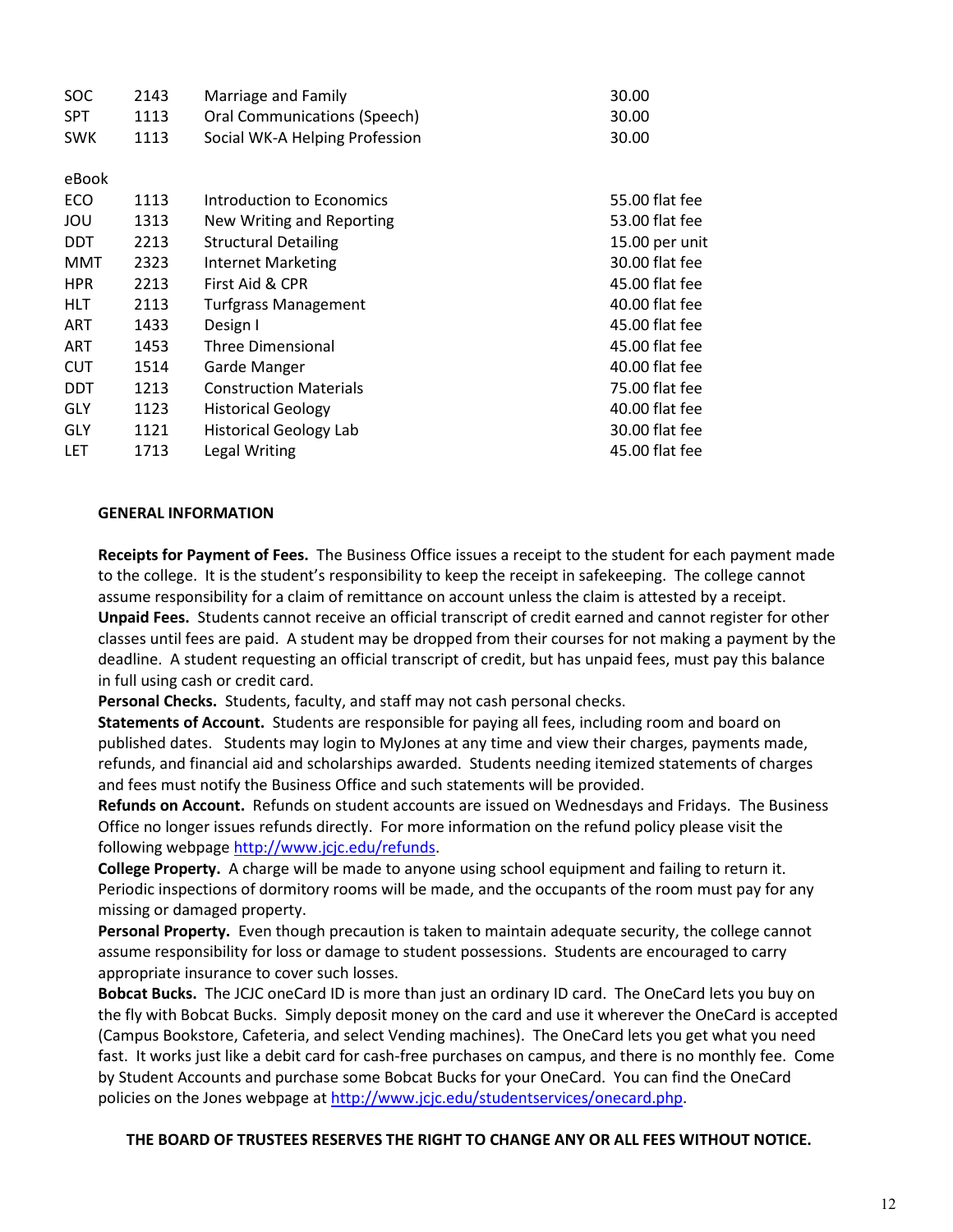| | | | |
|---|---|---|---|
| SOC | 2143 | Marriage and Family | 30.00 |
| SPT | 1113 | Oral Communications (Speech) | 30.00 |
| SWK | 1113 | Social WK-A Helping Profession | 30.00 |
| eBook | | | |
| ECO | 1113 | Introduction to Economics | 55.00 flat fee |
| JOU | 1313 | New Writing and Reporting | 53.00 flat fee |
| DDT | 2213 | Structural Detailing | 15.00 per unit |
| MMT | 2323 | Internet Marketing | 30.00 flat fee |
| HPR | 2213 | First Aid & CPR | 45.00 flat fee |
| HLT | 2113 | Turfgrass Management | 40.00 flat fee |
| ART | 1433 | Design I | 45.00 flat fee |
| ART | 1453 | Three Dimensional | 45.00 flat fee |
| CUT | 1514 | Garde Manger | 40.00 flat fee |
| DDT | 1213 | Construction Materials | 75.00 flat fee |
| GLY | 1123 | Historical Geology | 40.00 flat fee |
| GLY | 1121 | Historical Geology Lab | 30.00 flat fee |
| LET | 1713 | Legal Writing | 45.00 flat fee |

## GENERAL INFORMATION

**Receipts for Payment of Fees.** The Business Office issues a receipt to the student for each payment made to the college. It is the student's responsibility to keep the receipt in safekeeping. The college cannot assume responsibility for a claim of remittance on account unless the claim is attested by a receipt.

**Unpaid Fees.** Students cannot receive an official transcript of credit earned and cannot register for other classes until fees are paid. A student may be dropped from their courses for not making a payment by the deadline. A student requesting an official transcript of credit, but has unpaid fees, must pay this balance in full using cash or credit card.

**Personal Checks.** Students, faculty, and staff may not cash personal checks.

**Statements of Account.** Students are responsible for paying all fees, including room and board on published dates. Students may login to MyJones at any time and view their charges, payments made, refunds, and financial aid and scholarships awarded. Students needing itemized statements of charges and fees must notify the Business Office and such statements will be provided.

**Refunds on Account.** Refunds on student accounts are issued on Wednesdays and Fridays. The Business Office no longer issues refunds directly. For more information on the refund policy please visit the following webpage http://www.jcjc.edu/refunds.

**College Property.** A charge will be made to anyone using school equipment and failing to return it. Periodic inspections of dormitory rooms will be made, and the occupants of the room must pay for any missing or damaged property.

**Personal Property.** Even though precaution is taken to maintain adequate security, the college cannot assume responsibility for loss or damage to student possessions. Students are encouraged to carry appropriate insurance to cover such losses.

**Bobcat Bucks.** The JCJC oneCard ID is more than just an ordinary ID card. The OneCard lets you buy on the fly with Bobcat Bucks. Simply deposit money on the card and use it wherever the OneCard is accepted (Campus Bookstore, Cafeteria, and select Vending machines). The OneCard lets you get what you need fast. It works just like a debit card for cash-free purchases on campus, and there is no monthly fee. Come by Student Accounts and purchase some Bobcat Bucks for your OneCard. You can find the OneCard policies on the Jones webpage at http://www.jcjc.edu/studentservices/onecard.php.

**THE BOARD OF TRUSTEES RESERVES THE RIGHT TO CHANGE ANY OR ALL FEES WITHOUT NOTICE.**